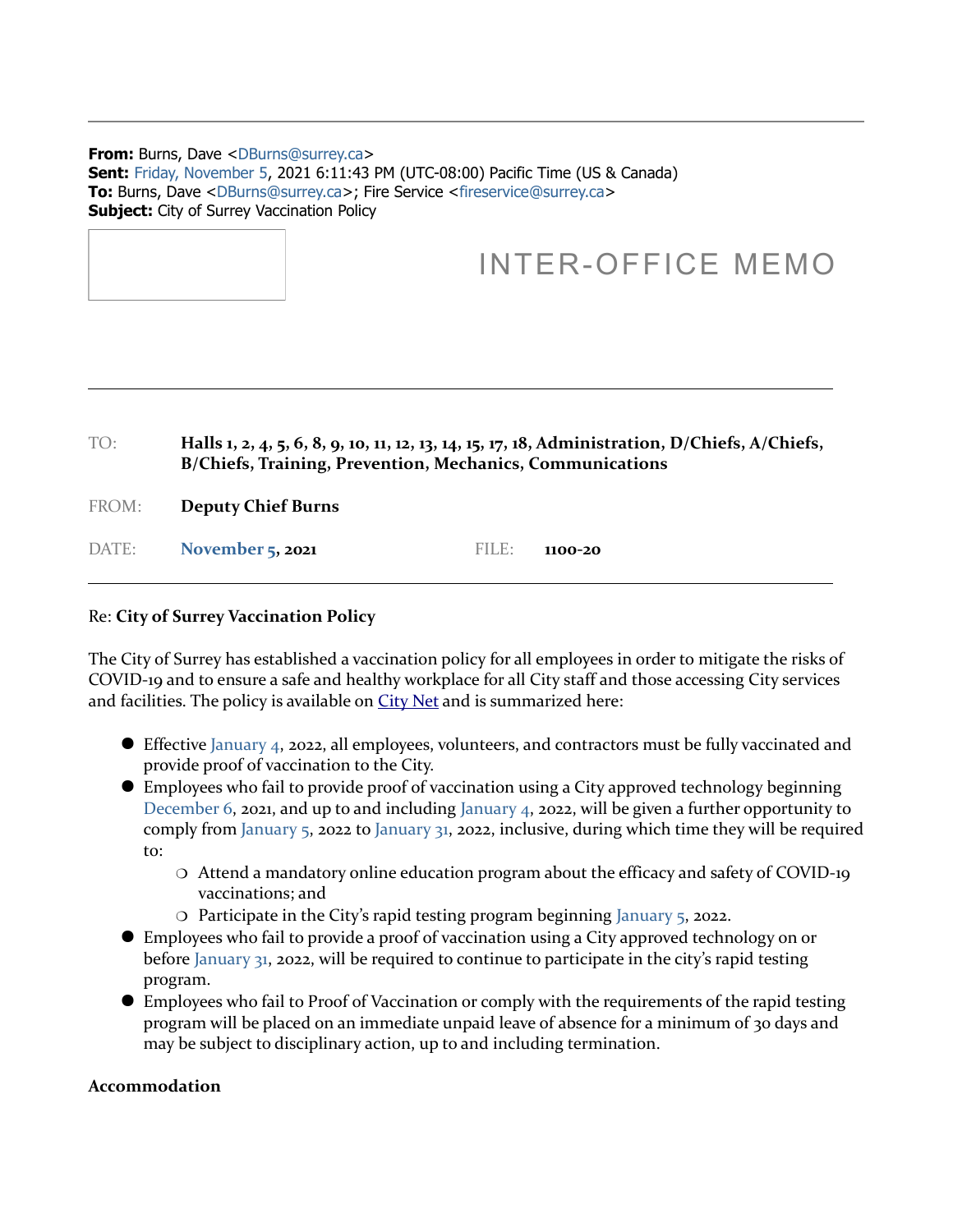**From:** Burns, Dave <DBurns@surrey.ca>
**Sent:** Friday, November 5, 2021 6:11:43 PM (UTC-08:00) Pacific Time (US & Canada)
**To:** Burns, Dave <DBurns@surrey.ca>; Fire Service <fireservice@surrey.ca>
**Subject:** City of Surrey Vaccination Policy

# INTER-OFFICE MEMO

TO: **Halls 1, 2, 4, 5, 6, 8, 9, 10, 11, 12, 13, 14, 15, 17, 18, Administration, D/Chiefs, A/Chiefs, B/Chiefs, Training, Prevention, Mechanics, Communications**

FROM: **Deputy Chief Burns**

DATE: **November 5, 2021** FILE: **1100-20**

Re: **City of Surrey Vaccination Policy**

The City of Surrey has established a vaccination policy for all employees in order to mitigate the risks of COVID-19 and to ensure a safe and healthy workplace for all City staff and those accessing City services and facilities. The policy is available on City Net and is summarized here:

- Effective January 4, 2022, all employees, volunteers, and contractors must be fully vaccinated and provide proof of vaccination to the City.
- Employees who fail to provide proof of vaccination using a City approved technology beginning December 6, 2021, and up to and including January 4, 2022, will be given a further opportunity to comply from January 5, 2022 to January 31, 2022, inclusive, during which time they will be required to:
  - Attend a mandatory online education program about the efficacy and safety of COVID-19 vaccinations; and
  - Participate in the City's rapid testing program beginning January 5, 2022.
- Employees who fail to provide a proof of vaccination using a City approved technology on or before January 31, 2022, will be required to continue to participate in the city's rapid testing program.
- Employees who fail to Proof of Vaccination or comply with the requirements of the rapid testing program will be placed on an immediate unpaid leave of absence for a minimum of 30 days and may be subject to disciplinary action, up to and including termination.

**Accommodation**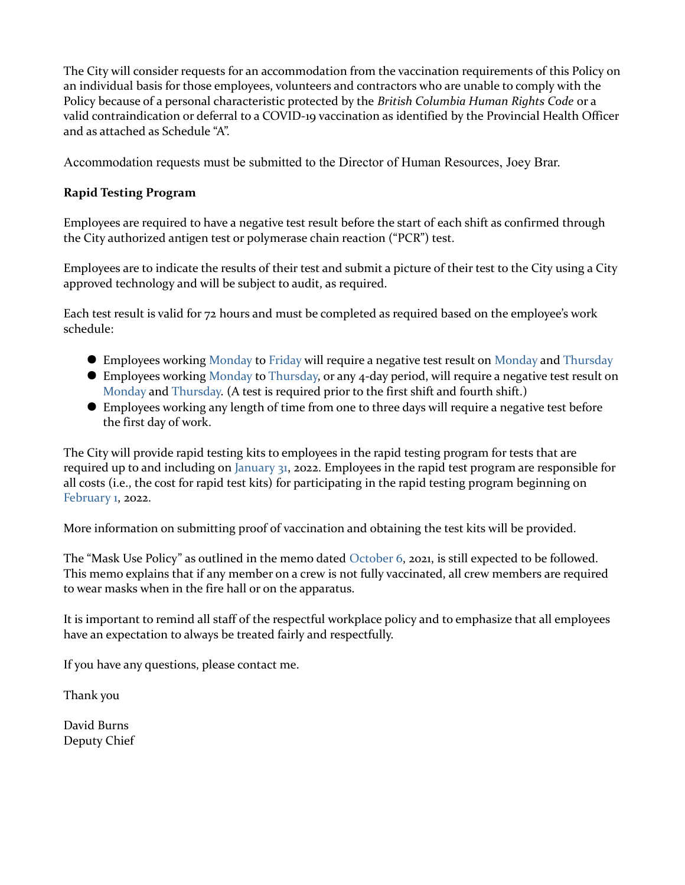The City will consider requests for an accommodation from the vaccination requirements of this Policy on an individual basis for those employees, volunteers and contractors who are unable to comply with the Policy because of a personal characteristic protected by the *British Columbia Human Rights Code* or a valid contraindication or deferral to a COVID-19 vaccination as identified by the Provincial Health Officer and as attached as Schedule "A".

Accommodation requests must be submitted to the Director of Human Resources, Joey Brar.

**Rapid Testing Program**

Employees are required to have a negative test result before the start of each shift as confirmed through the City authorized antigen test or polymerase chain reaction ("PCR") test.

Employees are to indicate the results of their test and submit a picture of their test to the City using a City approved technology and will be subject to audit, as required.

Each test result is valid for 72 hours and must be completed as required based on the employee's work schedule:

- Employees working Monday to Friday will require a negative test result on Monday and Thursday
- Employees working Monday to Thursday, or any 4-day period, will require a negative test result on Monday and Thursday. (A test is required prior to the first shift and fourth shift.)
- Employees working any length of time from one to three days will require a negative test before the first day of work.

The City will provide rapid testing kits to employees in the rapid testing program for tests that are required up to and including on January 31, 2022. Employees in the rapid test program are responsible for all costs (i.e., the cost for rapid test kits) for participating in the rapid testing program beginning on February 1, 2022.

More information on submitting proof of vaccination and obtaining the test kits will be provided.

The "Mask Use Policy" as outlined in the memo dated October 6, 2021, is still expected to be followed. This memo explains that if any member on a crew is not fully vaccinated, all crew members are required to wear masks when in the fire hall or on the apparatus.

It is important to remind all staff of the respectful workplace policy and to emphasize that all employees have an expectation to always be treated fairly and respectfully.

If you have any questions, please contact me.

Thank you

David Burns
Deputy Chief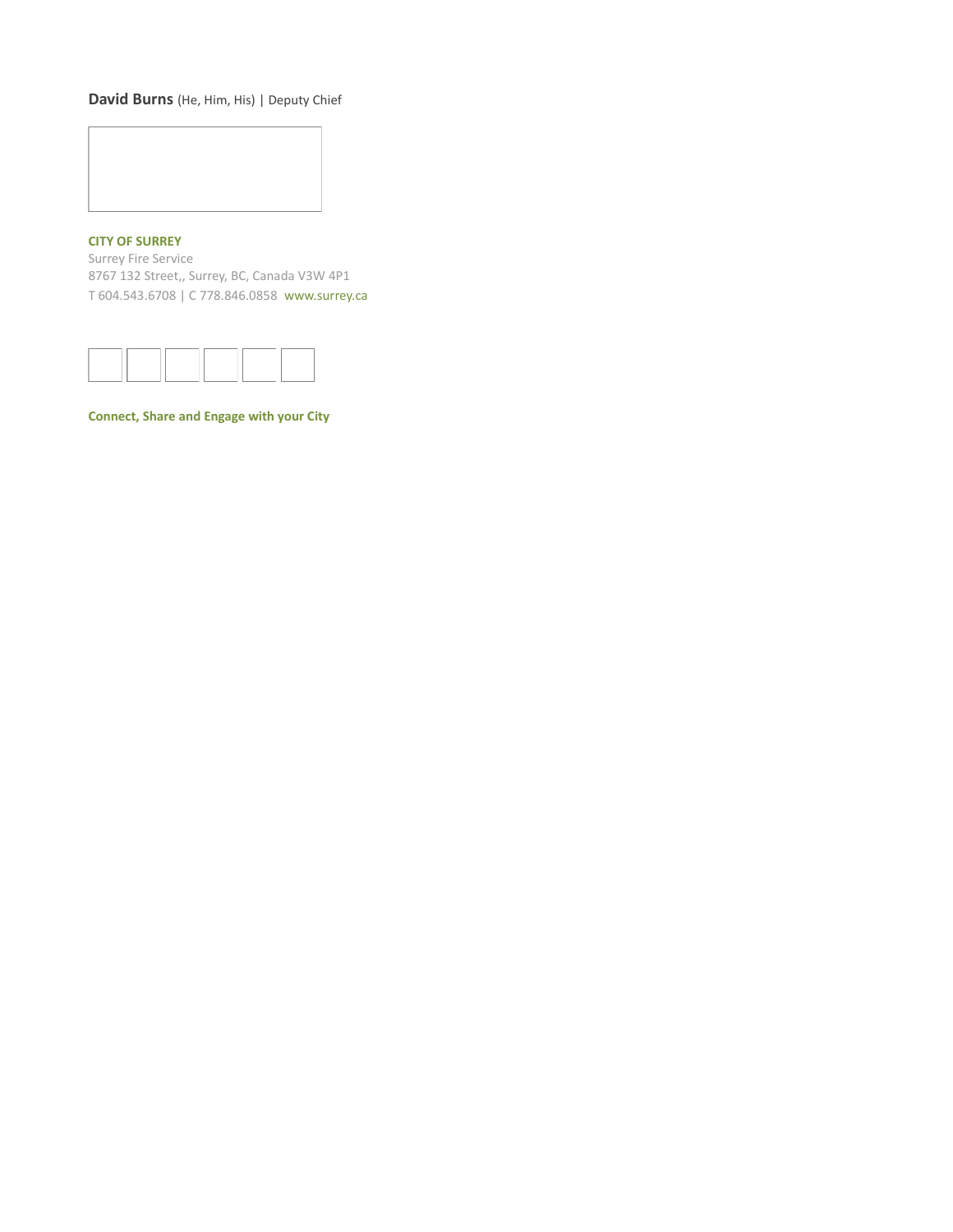**David Burns** (He, Him, His) | Deputy Chief

**CITY OF SURREY**
Surrey Fire Service
8767 132 Street,, Surrey, BC, Canada V3W 4P1
T 604.543.6708 | C 778.846.0858 www.surrey.ca

**Connect, Share and Engage with your City**